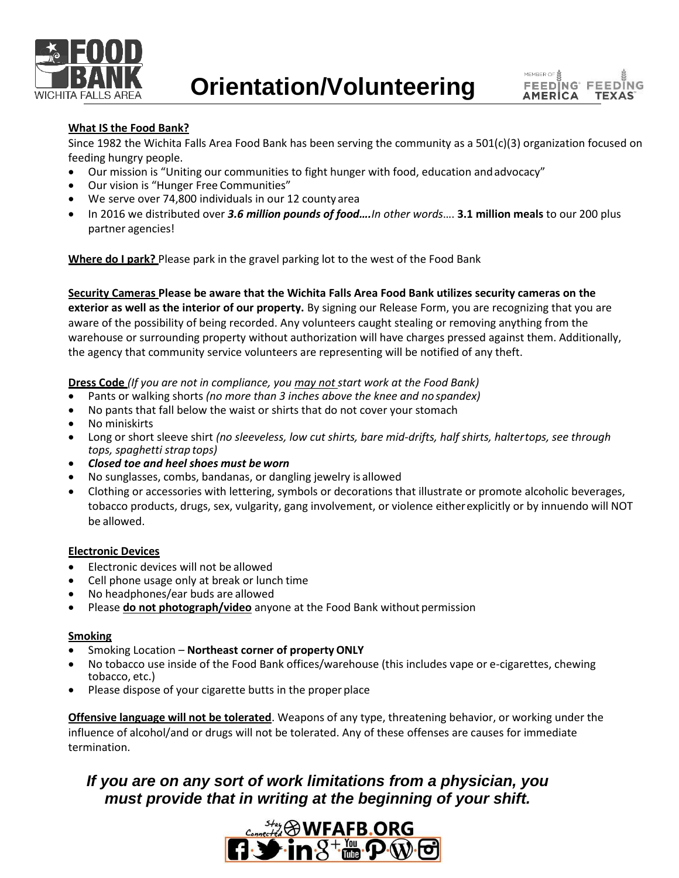# Orientation/Volunteering

**What IS the Food Bank?**

Since 1982 the Wichita Falls Area Food Bank has been serving the community as a 501(c)(3) organization focused on feeding hungry people.

- Our mission is "Uniting our communities to fight hunger with food, education and advocacy"
- Our vision is "Hunger Free Communities"
- We serve over 74,800 individuals in our 12 county area
- In 2016 we distributed over ***3.6 million pounds of food….*** *In other words*…. **3.1 million meals** to our 200 plus partner agencies!

**Where do I park?** Please park in the gravel parking lot to the west of the Food Bank

**Security Cameras Please be aware that the Wichita Falls Area Food Bank utilizes security cameras on the exterior as well as the interior of our property.** By signing our Release Form, you are recognizing that you are aware of the possibility of being recorded. Any volunteers caught stealing or removing anything from the warehouse or surrounding property without authorization will have charges pressed against them. Additionally, the agency that community service volunteers are representing will be notified of any theft.

**Dress Code** *(If you are not in compliance, you may not start work at the Food Bank)*

- Pants or walking shorts *(no more than 3 inches above the knee and no spandex)*
- No pants that fall below the waist or shirts that do not cover your stomach
- No miniskirts
- Long or short sleeve shirt *(no sleeveless, low cut shirts, bare mid-drifts, half shirts, halter tops, see through tops, spaghetti strap tops)*
- ***Closed toe and heel shoes must be worn***
- No sunglasses, combs, bandanas, or dangling jewelry is allowed
- Clothing or accessories with lettering, symbols or decorations that illustrate or promote alcoholic beverages, tobacco products, drugs, sex, vulgarity, gang involvement, or violence either explicitly or by innuendo will NOT be allowed.

**Electronic Devices**

- Electronic devices will not be allowed
- Cell phone usage only at break or lunch time
- No headphones/ear buds are allowed
- Please **do not photograph/video** anyone at the Food Bank without permission

**Smoking**

- Smoking Location – **Northeast corner of property ONLY**
- No tobacco use inside of the Food Bank offices/warehouse (this includes vape or e-cigarettes, chewing tobacco, etc.)
- Please dispose of your cigarette butts in the proper place

**Offensive language will not be tolerated**. Weapons of any type, threatening behavior, or working under the influence of alcohol/and or drugs will not be tolerated. Any of these offenses are causes for immediate termination.

***If you are on any sort of work limitations from a physician, you must provide that in writing at the beginning of your shift.***

Stay Connected WFAFB.ORG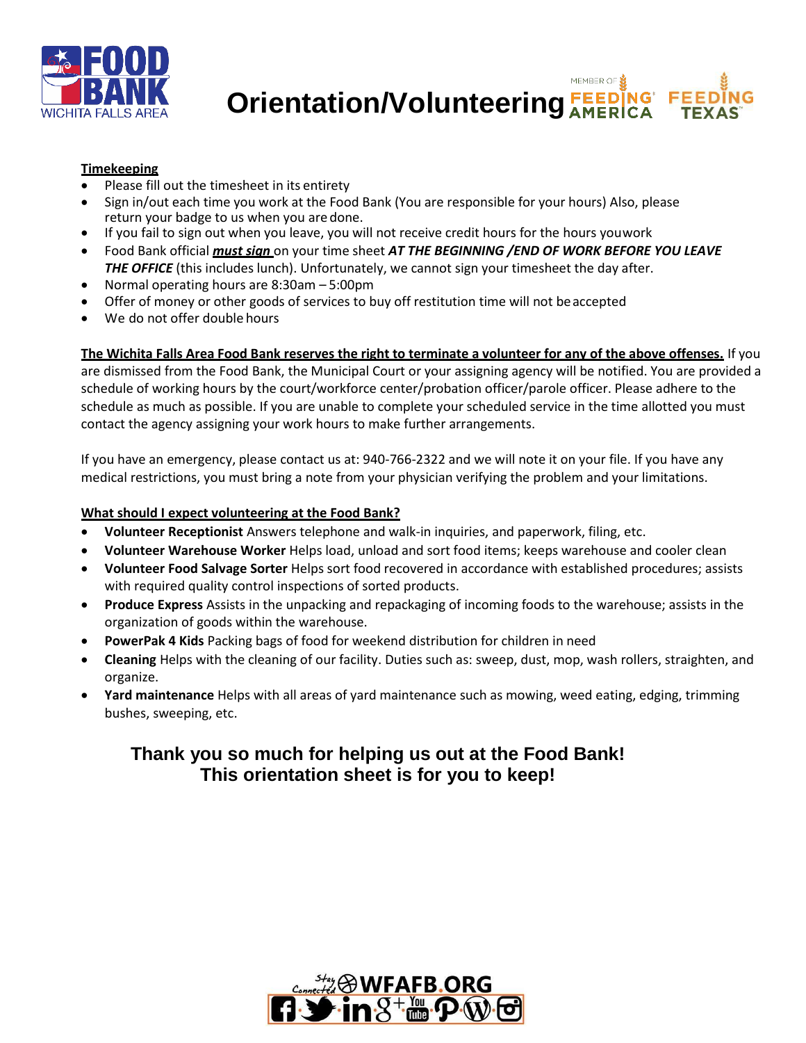# Orientation/Volunteering

**Timekeeping**

- Please fill out the timesheet in its entirety
- Sign in/out each time you work at the Food Bank (You are responsible for your hours) Also, please return your badge to us when you are done.
- If you fail to sign out when you leave, you will not receive credit hours for the hours you work
- Food Bank official ***must sign*** on your time sheet ***AT THE BEGINNING /END OF WORK BEFORE YOU LEAVE THE OFFICE*** (this includes lunch). Unfortunately, we cannot sign your timesheet the day after.
- Normal operating hours are 8:30am – 5:00pm
- Offer of money or other goods of services to buy off restitution time will not be accepted
- We do not offer double hours

**The Wichita Falls Area Food Bank reserves the right to terminate a volunteer for any of the above offenses.** If you are dismissed from the Food Bank, the Municipal Court or your assigning agency will be notified. You are provided a schedule of working hours by the court/workforce center/probation officer/parole officer. Please adhere to the schedule as much as possible. If you are unable to complete your scheduled service in the time allotted you must contact the agency assigning your work hours to make further arrangements.

If you have an emergency, please contact us at: 940-766-2322 and we will note it on your file. If you have any medical restrictions, you must bring a note from your physician verifying the problem and your limitations.

**What should I expect volunteering at the Food Bank?**

- **Volunteer Receptionist** Answers telephone and walk-in inquiries, and paperwork, filing, etc.
- **Volunteer Warehouse Worker** Helps load, unload and sort food items; keeps warehouse and cooler clean
- **Volunteer Food Salvage Sorter** Helps sort food recovered in accordance with established procedures; assists with required quality control inspections of sorted products.
- **Produce Express** Assists in the unpacking and repackaging of incoming foods to the warehouse; assists in the organization of goods within the warehouse.
- **PowerPak 4 Kids** Packing bags of food for weekend distribution for children in need
- **Cleaning** Helps with the cleaning of our facility. Duties such as: sweep, dust, mop, wash rollers, straighten, and organize.
- **Yard maintenance** Helps with all areas of yard maintenance such as mowing, weed eating, edging, trimming bushes, sweeping, etc.

**Thank you so much for helping us out at the Food Bank!**
**This orientation sheet is for you to keep!**

Stay Connected WFAFB.ORG